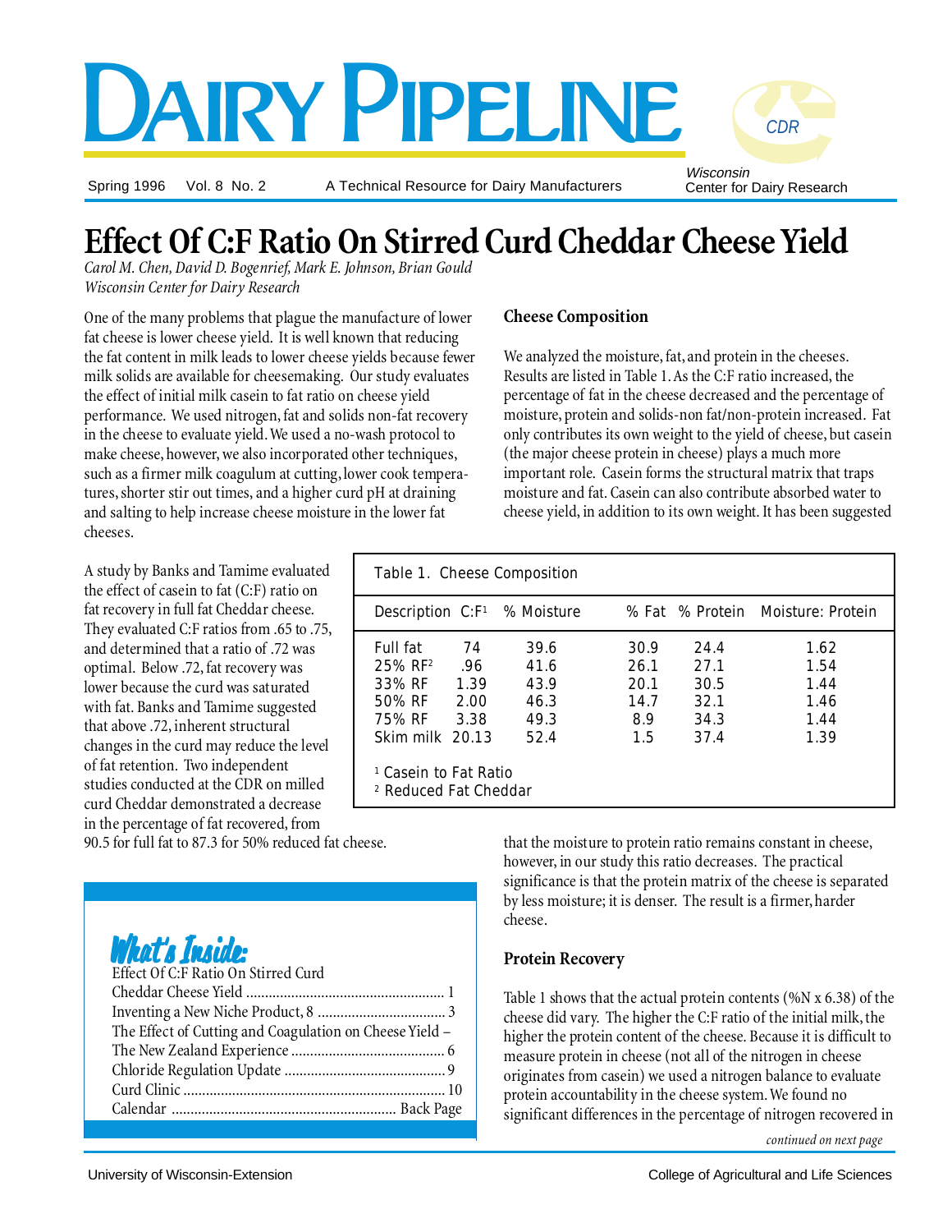# Dairy Pipeline

Spring 1996 Vol. 8 No. 2 — A Technical Resource for Dairy Manufacturers

Wisconsin Center for Dairy Research

## Effect Of C:F Ratio On Stirred Curd Cheddar Cheese Yield

*Carol M. Chen, David D. Bogenrief, Mark E. Johnson, Brian Gould*
*Wisconsin Center for Dairy Research*

One of the many problems that plague the manufacture of lower fat cheese is lower cheese yield. It is well known that reducing the fat content in milk leads to lower cheese yields because fewer milk solids are available for cheesemaking. Our study evaluates the effect of initial milk casein to fat ratio on cheese yield performance. We used nitrogen, fat and solids non-fat recovery in the cheese to evaluate yield. We used a no-wash protocol to make cheese, however, we also incorporated other techniques, such as a firmer milk coagulum at cutting, lower cook temperatures, shorter stir out times, and a higher curd pH at draining and salting to help increase cheese moisture in the lower fat cheeses.

A study by Banks and Tamime evaluated the effect of casein to fat (C:F) ratio on fat recovery in full fat Cheddar cheese. They evaluated C:F ratios from .65 to .75, and determined that a ratio of .72 was optimal. Below .72, fat recovery was lower because the curd was saturated with fat. Banks and Tamime suggested that above .72, inherent structural changes in the curd may reduce the level of fat retention. Two independent studies conducted at the CDR on milled curd Cheddar demonstrated a decrease in the percentage of fat recovered, from 90.5 for full fat to 87.3 for 50% reduced fat cheese.

### Cheese Composition

We analyzed the moisture, fat, and protein in the cheeses. Results are listed in Table 1. As the C:F ratio increased, the percentage of fat in the cheese decreased and the percentage of moisture, protein and solids-non fat/non-protein increased. Fat only contributes its own weight to the yield of cheese, but casein (the major cheese protein in cheese) plays a much more important role. Casein forms the structural matrix that traps moisture and fat. Casein can also contribute absorbed water to cheese yield, in addition to its own weight. It has been suggested that the moisture to protein ratio remains constant in cheese, however, in our study this ratio decreases. The practical significance is that the protein matrix of the cheese is separated by less moisture; it is denser. The result is a firmer, harder cheese.

Table 1. Cheese Composition

| Description | C:F[1] | % Moisture | % Fat | % Protein | Moisture: Protein |
|---|---|---|---|---|---|
| Full fat | 74 | 39.6 | 30.9 | 24.4 | 1.62 |
| 25% RF[2] | .96 | 41.6 | 26.1 | 27.1 | 1.54 |
| 33% RF | 1.39 | 43.9 | 20.1 | 30.5 | 1.44 |
| 50% RF | 2.00 | 46.3 | 14.7 | 32.1 | 1.46 |
| 75% RF | 3.38 | 49.3 | 8.9 | 34.3 | 1.44 |
| Skim milk | 20.13 | 52.4 | 1.5 | 37.4 | 1.39 |

[1] Casein to Fat Ratio
[2] Reduced Fat Cheddar

### Protein Recovery

Table 1 shows that the actual protein contents (%N x 6.38) of the cheese did vary. The higher the C:F ratio of the initial milk, the higher the protein content of the cheese. Because it is difficult to measure protein in cheese (not all of the nitrogen in cheese originates from casein) we used a nitrogen balance to evaluate protein accountability in the cheese system. We found no significant differences in the percentage of nitrogen recovered in

*continued on next page*

**What's Inside:**

- Effect Of C:F Ratio On Stirred Curd Cheddar Cheese Yield .... 1
- Inventing a New Niche Product, 8 .... 3
- The Effect of Cutting and Coagulation on Cheese Yield – The New Zealand Experience .... 6
- Chloride Regulation Update .... 9
- Curd Clinic .... 10
- Calendar .... Back Page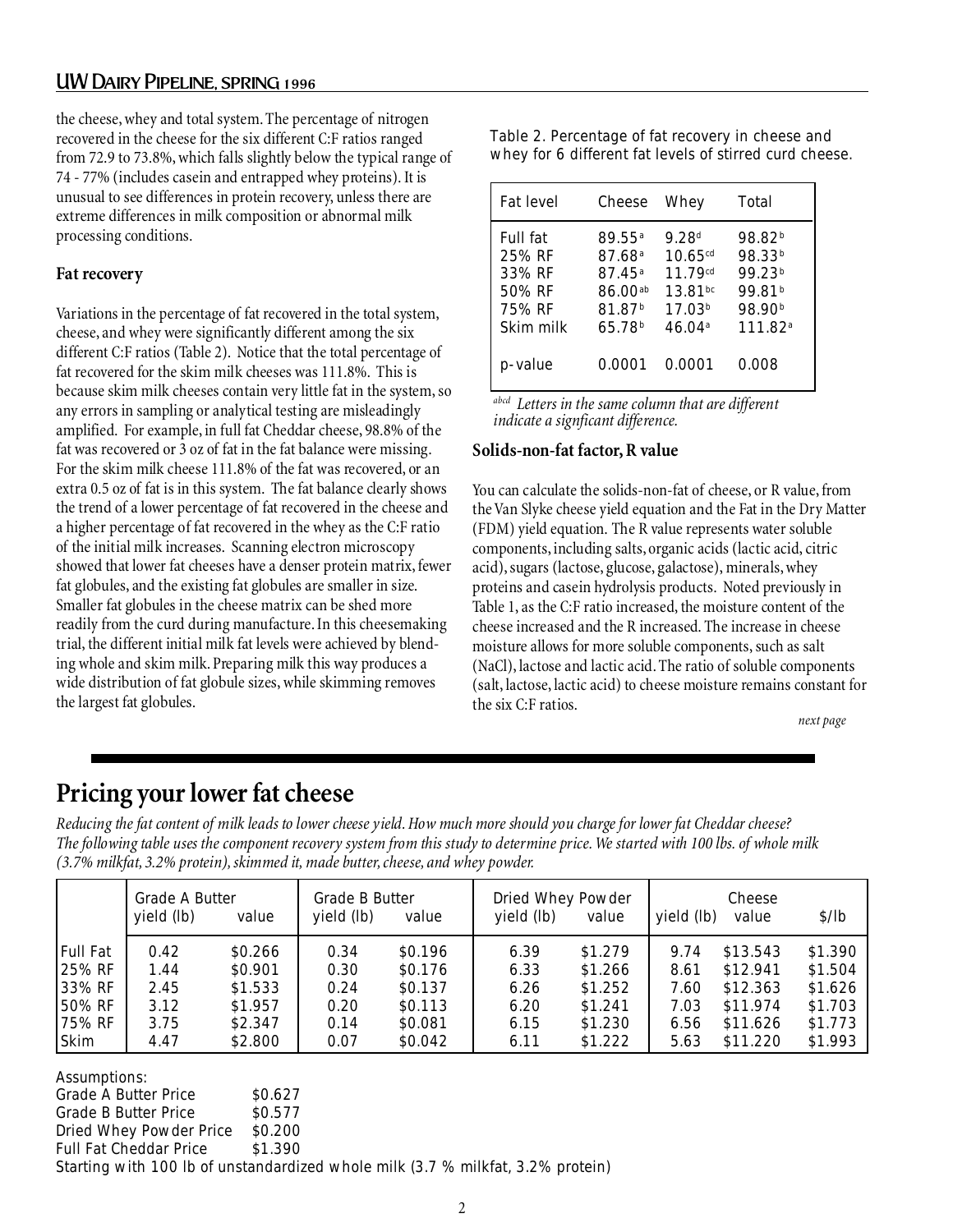the cheese, whey and total system. The percentage of nitrogen recovered in the cheese for the six different C:F ratios ranged from 72.9 to 73.8%, which falls slightly below the typical range of 74 - 77% (includes casein and entrapped whey proteins). It is unusual to see differences in protein recovery, unless there are extreme differences in milk composition or abnormal milk processing conditions.

### Fat recovery

Variations in the percentage of fat recovered in the total system, cheese, and whey were significantly different among the six different C:F ratios (Table 2). Notice that the total percentage of fat recovered for the skim milk cheeses was 111.8%. This is because skim milk cheeses contain very little fat in the system, so any errors in sampling or analytical testing are misleadingly amplified. For example, in full fat Cheddar cheese, 98.8% of the fat was recovered or 3 oz of fat in the fat balance were missing. For the skim milk cheese 111.8% of the fat was recovered, or an extra 0.5 oz of fat is in this system. The fat balance clearly shows the trend of a lower percentage of fat recovered in the cheese and a higher percentage of fat recovered in the whey as the C:F ratio of the initial milk increases. Scanning electron microscopy showed that lower fat cheeses have a denser protein matrix, fewer fat globules, and the existing fat globules are smaller in size. Smaller fat globules in the cheese matrix can be shed more readily from the curd during manufacture. In this cheesemaking trial, the different initial milk fat levels were achieved by blending whole and skim milk. Preparing milk this way produces a wide distribution of fat globule sizes, while skimming removes the largest fat globules.

Table 2. Percentage of fat recovery in cheese and whey for 6 different fat levels of stirred curd cheese.

| Fat level | Cheese | Whey | Total |
|---|---|---|---|
| Full fat | 89.55[a] | 9.28[d] | 98.82[b] |
| 25% RF | 87.68[a] | 10.65[cd] | 98.33[b] |
| 33% RF | 87.45[a] | 11.79[cd] | 99.23[b] |
| 50% RF | 86.00[ab] | 13.81[bc] | 99.81[b] |
| 75% RF | 81.87[b] | 17.03[b] | 98.90[b] |
| Skim milk | 65.78[b] | 46.04[a] | 111.82[a] |
| p-value | 0.0001 | 0.0001 | 0.008 |

*[abcd] Letters in the same column that are different indicate a signficant difference.*

### Solids-non-fat factor, R value

You can calculate the solids-non-fat of cheese, or R value, from the Van Slyke cheese yield equation and the Fat in the Dry Matter (FDM) yield equation. The R value represents water soluble components, including salts, organic acids (lactic acid, citric acid), sugars (lactose, glucose, galactose), minerals, whey proteins and casein hydrolysis products. Noted previously in Table 1, as the C:F ratio increased, the moisture content of the cheese increased and the R increased. The increase in cheese moisture allows for more soluble components, such as salt (NaCl), lactose and lactic acid. The ratio of soluble components (salt, lactose, lactic acid) to cheese moisture remains constant for the six C:F ratios.

*next page*

## Pricing your lower fat cheese

*Reducing the fat content of milk leads to lower cheese yield. How much more should you charge for lower fat Cheddar cheese? The following table uses the component recovery system from this study to determine price. We started with 100 lbs. of whole milk (3.7% milkfat, 3.2% protein), skimmed it, made butter, cheese, and whey powder.*

| | Grade A Butter | | Grade B Butter | | Dried Whey Powder | | Cheese | | |
|---|---|---|---|---|---|---|---|---|---|
| | yield (lb) | value | yield (lb) | value | yield (lb) | value | yield (lb) | value | $/lb |
| Full Fat | 0.42 | $0.266 | 0.34 | $0.196 | 6.39 | $1.279 | 9.74 | $13.543 | $1.390 |
| 25% RF | 1.44 | $0.901 | 0.30 | $0.176 | 6.33 | $1.266 | 8.61 | $12.941 | $1.504 |
| 33% RF | 2.45 | $1.533 | 0.24 | $0.137 | 6.26 | $1.252 | 7.60 | $12.363 | $1.626 |
| 50% RF | 3.12 | $1.957 | 0.20 | $0.113 | 6.20 | $1.241 | 7.03 | $11.974 | $1.703 |
| 75% RF | 3.75 | $2.347 | 0.14 | $0.081 | 6.15 | $1.230 | 6.56 | $11.626 | $1.773 |
| Skim | 4.47 | $2.800 | 0.07 | $0.042 | 6.11 | $1.222 | 5.63 | $11.220 | $1.993 |

Assumptions:
Grade A Butter Price $0.627
Grade B Butter Price $0.577
Dried Whey Powder Price $0.200
Full Fat Cheddar Price $1.390
Starting with 100 lb of unstandardized whole milk (3.7 % milkfat, 3.2% protein)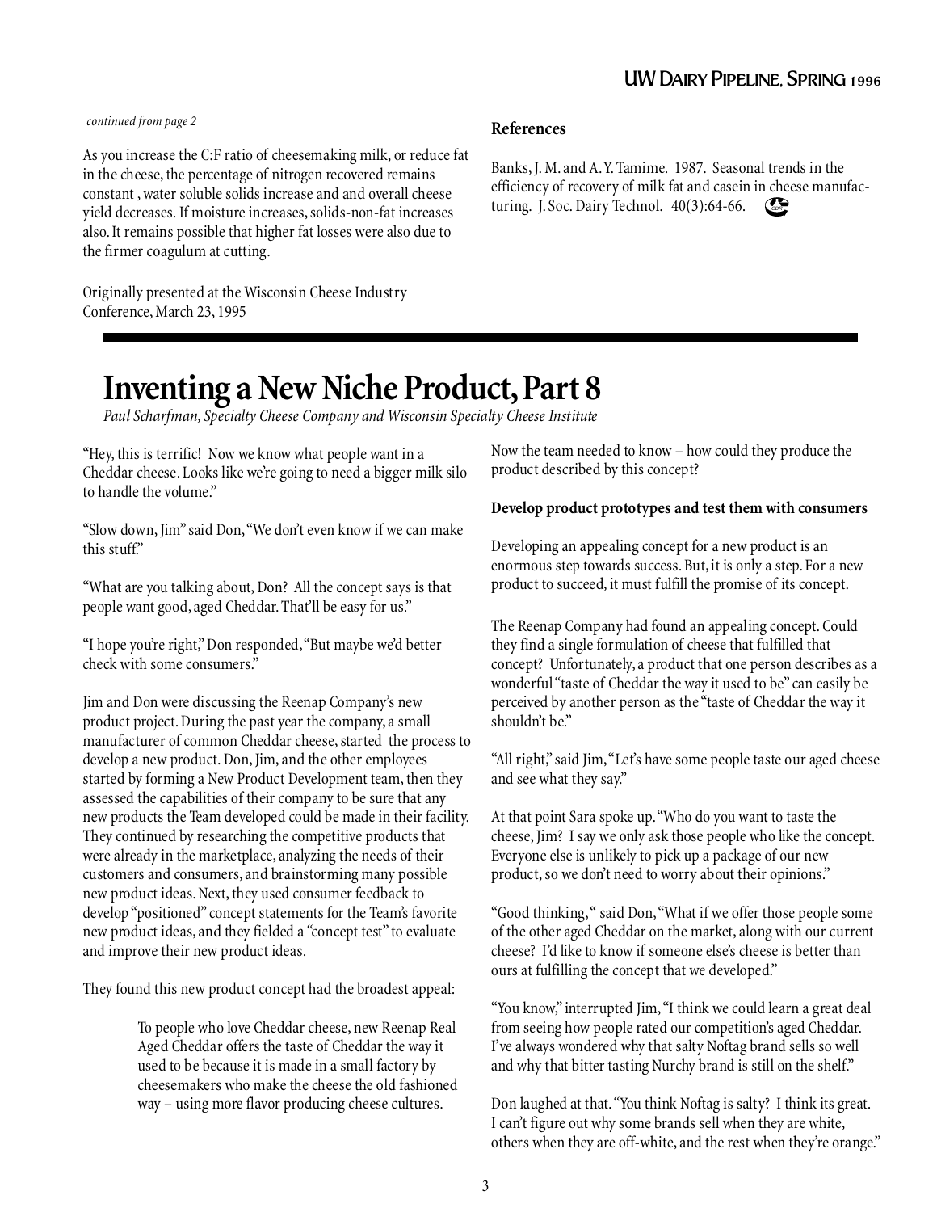*continued from page 2*

As you increase the C:F ratio of cheesemaking milk, or reduce fat in the cheese, the percentage of nitrogen recovered remains constant , water soluble solids increase and and overall cheese yield decreases. If moisture increases, solids-non-fat increases also. It remains possible that higher fat losses were also due to the firmer coagulum at cutting.

Originally presented at the Wisconsin Cheese Industry Conference, March 23, 1995

### References

Banks, J. M. and A. Y. Tamime. 1987. Seasonal trends in the efficiency of recovery of milk fat and casein in cheese manufacturing. J. Soc. Dairy Technol. 40(3):64-66.

# Inventing a New Niche Product, Part 8

*Paul Scharfman, Specialty Cheese Company and Wisconsin Specialty Cheese Institute*

"Hey, this is terrific! Now we know what people want in a Cheddar cheese. Looks like we're going to need a bigger milk silo to handle the volume."

"Slow down, Jim" said Don, "We don't even know if we can make this stuff."

"What are you talking about, Don? All the concept says is that people want good, aged Cheddar. That'll be easy for us."

"I hope you're right," Don responded, "But maybe we'd better check with some consumers."

Jim and Don were discussing the Reenap Company's new product project. During the past year the company, a small manufacturer of common Cheddar cheese, started the process to develop a new product. Don, Jim, and the other employees started by forming a New Product Development team, then they assessed the capabilities of their company to be sure that any new products the Team developed could be made in their facility. They continued by researching the competitive products that were already in the marketplace, analyzing the needs of their customers and consumers, and brainstorming many possible new product ideas. Next, they used consumer feedback to develop "positioned" concept statements for the Team's favorite new product ideas, and they fielded a "concept test" to evaluate and improve their new product ideas.

They found this new product concept had the broadest appeal:

> To people who love Cheddar cheese, new Reenap Real Aged Cheddar offers the taste of Cheddar the way it used to be because it is made in a small factory by cheesemakers who make the cheese the old fashioned way – using more flavor producing cheese cultures.

Now the team needed to know – how could they produce the product described by this concept?

**Develop product prototypes and test them with consumers**

Developing an appealing concept for a new product is an enormous step towards success. But, it is only a step. For a new product to succeed, it must fulfill the promise of its concept.

The Reenap Company had found an appealing concept. Could they find a single formulation of cheese that fulfilled that concept? Unfortunately, a product that one person describes as a wonderful "taste of Cheddar the way it used to be" can easily be perceived by another person as the "taste of Cheddar the way it shouldn't be."

"All right," said Jim, "Let's have some people taste our aged cheese and see what they say."

At that point Sara spoke up. "Who do you want to taste the cheese, Jim? I say we only ask those people who like the concept. Everyone else is unlikely to pick up a package of our new product, so we don't need to worry about their opinions."

"Good thinking, " said Don, "What if we offer those people some of the other aged Cheddar on the market, along with our current cheese? I'd like to know if someone else's cheese is better than ours at fulfilling the concept that we developed."

"You know," interrupted Jim, "I think we could learn a great deal from seeing how people rated our competition's aged Cheddar. I've always wondered why that salty Noftag brand sells so well and why that bitter tasting Nurchy brand is still on the shelf."

Don laughed at that. "You think Noftag is salty? I think its great. I can't figure out why some brands sell when they are white, others when they are off-white, and the rest when they're orange."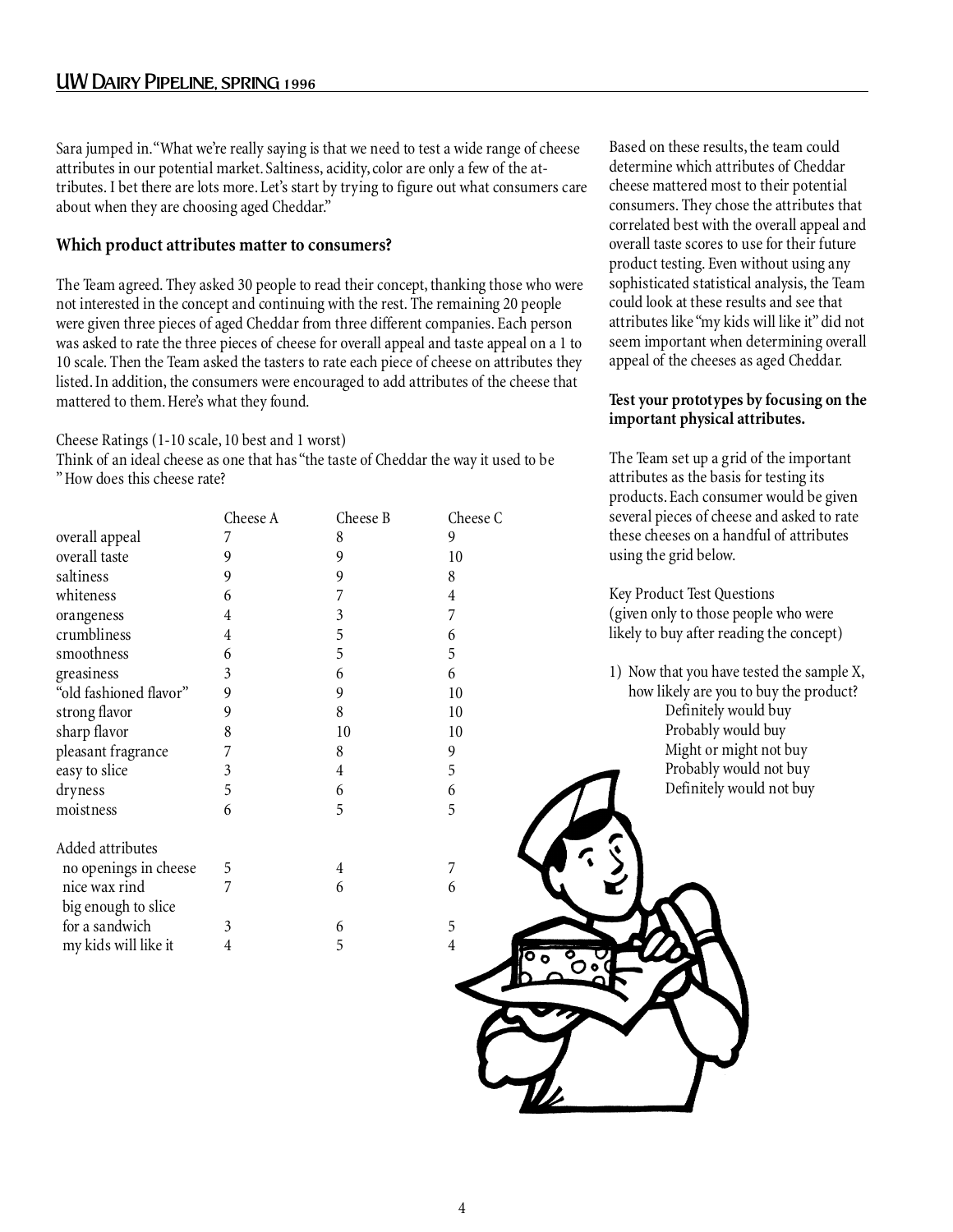Sara jumped in. "What we're really saying is that we need to test a wide range of cheese attributes in our potential market. Saltiness, acidity, color are only a few of the attributes. I bet there are lots more. Let's start by trying to figure out what consumers care about when they are choosing aged Cheddar."

### Which product attributes matter to consumers?

The Team agreed. They asked 30 people to read their concept, thanking those who were not interested in the concept and continuing with the rest. The remaining 20 people were given three pieces of aged Cheddar from three different companies. Each person was asked to rate the three pieces of cheese for overall appeal and taste appeal on a 1 to 10 scale. Then the Team asked the tasters to rate each piece of cheese on attributes they listed. In addition, the consumers were encouraged to add attributes of the cheese that mattered to them. Here's what they found.

Cheese Ratings (1-10 scale, 10 best and 1 worst)
Think of an ideal cheese as one that has "the taste of Cheddar the way it used to be" How does this cheese rate?

| | Cheese A | Cheese B | Cheese C |
|---|---|---|---|
| overall appeal | 7 | 8 | 9 |
| overall taste | 9 | 9 | 10 |
| saltiness | 9 | 9 | 8 |
| whiteness | 6 | 7 | 4 |
| orangeness | 4 | 3 | 7 |
| crumbliness | 4 | 5 | 6 |
| smoothness | 6 | 5 | 5 |
| greasiness | 3 | 6 | 6 |
| "old fashioned flavor" | 9 | 9 | 10 |
| strong flavor | 9 | 8 | 10 |
| sharp flavor | 8 | 10 | 10 |
| pleasant fragrance | 7 | 8 | 9 |
| easy to slice | 3 | 4 | 5 |
| dryness | 5 | 6 | 6 |
| moistness | 6 | 5 | 5 |
| **Added attributes** | | | |
| no openings in cheese | 5 | 4 | 7 |
| nice wax rind | 7 | 6 | 6 |
| big enough to slice for a sandwich | 3 | 6 | 5 |
| my kids will like it | 4 | 5 | 4 |

Based on these results, the team could determine which attributes of Cheddar cheese mattered most to their potential consumers. They chose the attributes that correlated best with the overall appeal and overall taste scores to use for their future product testing. Even without using any sophisticated statistical analysis, the Team could look at these results and see that attributes like "my kids will like it" did not seem important when determining overall appeal of the cheeses as aged Cheddar.

### Test your prototypes by focusing on the important physical attributes.

The Team set up a grid of the important attributes as the basis for testing its products. Each consumer would be given several pieces of cheese and asked to rate these cheeses on a handful of attributes using the grid below.

Key Product Test Questions
(given only to those people who were likely to buy after reading the concept)

1) Now that you have tested the sample X, how likely are you to buy the product?
   - Definitely would buy
   - Probably would buy
   - Might or might not buy
   - Probably would not buy
   - Definitely would not buy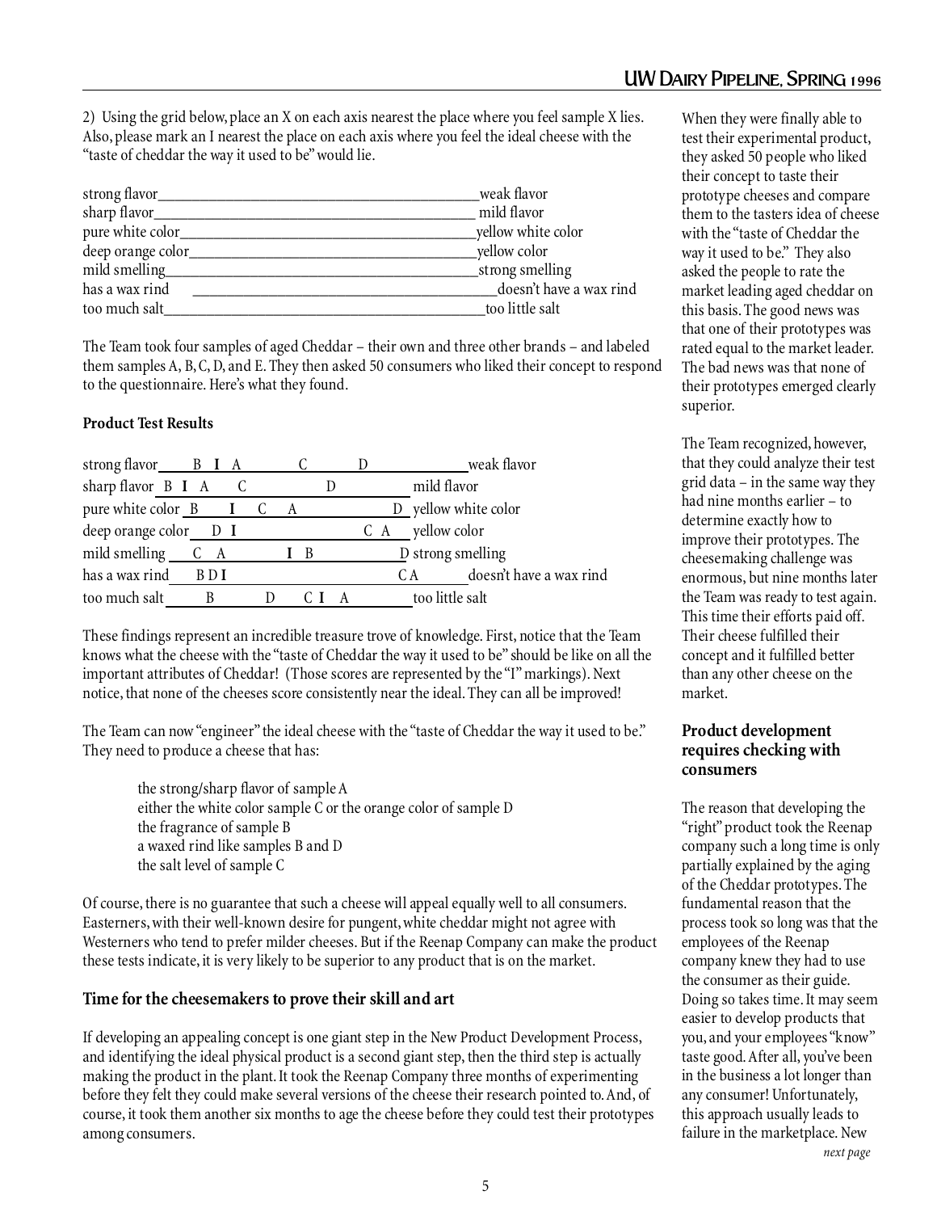2) Using the grid below, place an X on each axis nearest the place where you feel sample X lies. Also, please mark an I nearest the place on each axis where you feel the ideal cheese with the "taste of cheddar the way it used to be" would lie.

```
strong flavor____________________________________________weak flavor
sharp flavor_____________________________________________ mild flavor
pure white color_________________________________________yellow white color
deep orange color________________________________________yellow color
mild smelling____________________________________________strong smelling
has a wax rind      _____________________________________doesn't have a wax rind
too much salt____________________________________________too little salt
```

The Team took four samples of aged Cheddar – their own and three other brands – and labeled them samples A, B, C, D, and E. They then asked 50 consumers who liked their concept to respond to the questionnaire. Here's what they found.

**Product Test Results**

```
strong flavor_____B  I  A__________C__________D_______________weak flavor
sharp flavor_ B  I  A____C_______________D____________ mild flavor
pure white color_ B______I____C____A__________________D_ yellow white color
deep orange color____D  I_____________________C  A____ yellow color
mild smelling_____C  A______________I  B_______________D strong smelling
has a wax rind_____B D I______________________________C A__________doesn't have a wax rind
too much salt_________B___________D_______C  I   A______________too little salt
```

These findings represent an incredible treasure trove of knowledge. First, notice that the Team knows what the cheese with the "taste of Cheddar the way it used to be" should be like on all the important attributes of Cheddar! (Those scores are represented by the "I" markings). Next notice, that none of the cheeses score consistently near the ideal. They can all be improved!

The Team can now "engineer" the ideal cheese with the "taste of Cheddar the way it used to be." They need to produce a cheese that has:

- the strong/sharp flavor of sample A
- either the white color sample C or the orange color of sample D
- the fragrance of sample B
- a waxed rind like samples B and D
- the salt level of sample C

Of course, there is no guarantee that such a cheese will appeal equally well to all consumers. Easterners, with their well-known desire for pungent, white cheddar might not agree with Westerners who tend to prefer milder cheeses. But if the Reenap Company can make the product these tests indicate, it is very likely to be superior to any product that is on the market.

## Time for the cheesemakers to prove their skill and art

If developing an appealing concept is one giant step in the New Product Development Process, and identifying the ideal physical product is a second giant step, then the third step is actually making the product in the plant. It took the Reenap Company three months of experimenting before they felt they could make several versions of the cheese their research pointed to. And, of course, it took them another six months to age the cheese before they could test their prototypes among consumers.

When they were finally able to test their experimental product, they asked 50 people who liked their concept to taste their prototype cheeses and compare them to the tasters idea of cheese with the "taste of Cheddar the way it used to be." They also asked the people to rate the market leading aged cheddar on this basis. The good news was that one of their prototypes was rated equal to the market leader. The bad news was that none of their prototypes emerged clearly superior.

The Team recognized, however, that they could analyze their test grid data – in the same way they had nine months earlier – to determine exactly how to improve their prototypes. The cheesemaking challenge was enormous, but nine months later the Team was ready to test again. This time their efforts paid off. Their cheese fulfilled their concept and it fulfilled better than any other cheese on the market.

## Product development requires checking with consumers

The reason that developing the "right" product took the Reenap company such a long time is only partially explained by the aging of the Cheddar prototypes. The fundamental reason that the process took so long was that the employees of the Reenap company knew they had to use the consumer as their guide. Doing so takes time. It may seem easier to develop products that you, and your employees "know" taste good. After all, you've been in the business a lot longer than any consumer! Unfortunately, this approach usually leads to failure in the marketplace. New

*next page*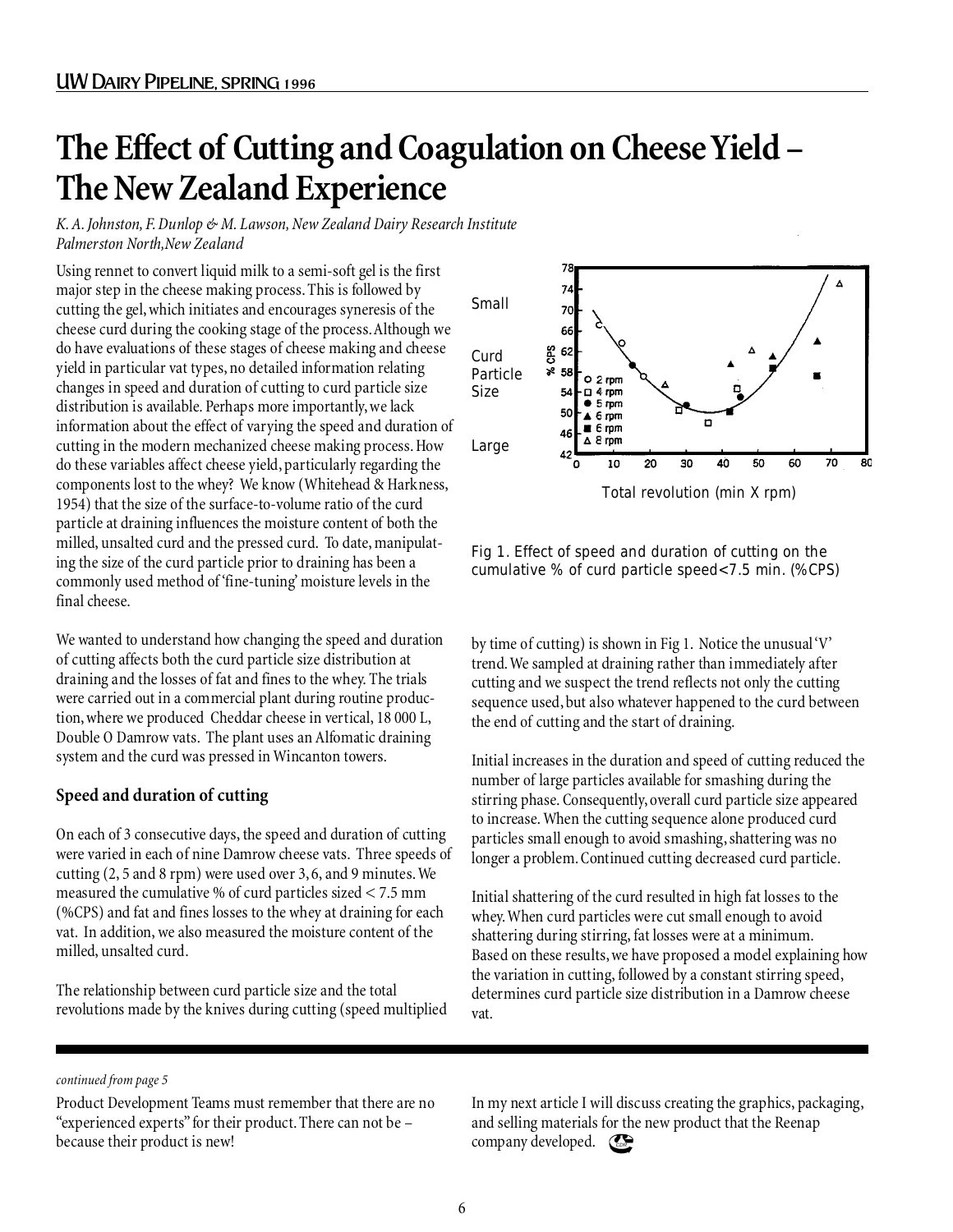# The Effect of Cutting and Coagulation on Cheese Yield – The New Zealand Experience

*K. A. Johnston, F. Dunlop & M. Lawson, New Zealand Dairy Research Institute Palmerston North, New Zealand*

Using rennet to convert liquid milk to a semi-soft gel is the first major step in the cheese making process. This is followed by cutting the gel, which initiates and encourages syneresis of the cheese curd during the cooking stage of the process. Although we do have evaluations of these stages of cheese making and cheese yield in particular vat types, no detailed information relating changes in speed and duration of cutting to curd particle size distribution is available. Perhaps more importantly, we lack information about the effect of varying the speed and duration of cutting in the modern mechanized cheese making process. How do these variables affect cheese yield, particularly regarding the components lost to the whey? We know (Whitehead & Harkness, 1954) that the size of the surface-to-volume ratio of the curd particle at draining influences the moisture content of both the milled, unsalted curd and the pressed curd. To date, manipulating the size of the curd particle prior to draining has been a commonly used method of 'fine-tuning' moisture levels in the final cheese.

We wanted to understand how changing the speed and duration of cutting affects both the curd particle size distribution at draining and the losses of fat and fines to the whey. The trials were carried out in a commercial plant during routine production, where we produced Cheddar cheese in vertical, 18 000 L, Double O Damrow vats. The plant uses an Alfomatic draining system and the curd was pressed in Wincanton towers.

## Speed and duration of cutting

On each of 3 consecutive days, the speed and duration of cutting were varied in each of nine Damrow cheese vats. Three speeds of cutting (2, 5 and 8 rpm) were used over 3, 6, and 9 minutes. We measured the cumulative % of curd particles sized < 7.5 mm (%CPS) and fat and fines losses to the whey at draining for each vat. In addition, we also measured the moisture content of the milled, unsalted curd.

The relationship between curd particle size and the total revolutions made by the knives during cutting (speed multiplied by time of cutting) is shown in Fig 1. Notice the unusual 'V' trend. We sampled at draining rather than immediately after cutting and we suspect the trend reflects not only the cutting sequence used, but also whatever happened to the curd between the end of cutting and the start of draining.

Fig 1. Effect of speed and duration of cutting on the cumulative % of curd particle speed<7.5 min. (%CPS)

Initial increases in the duration and speed of cutting reduced the number of large particles available for smashing during the stirring phase. Consequently, overall curd particle size appeared to increase. When the cutting sequence alone produced curd particles small enough to avoid smashing, shattering was no longer a problem. Continued cutting decreased curd particle.

Initial shattering of the curd resulted in high fat losses to the whey. When curd particles were cut small enough to avoid shattering during stirring, fat losses were at a minimum. Based on these results, we have proposed a model explaining how the variation in cutting, followed by a constant stirring speed, determines curd particle size distribution in a Damrow cheese vat.

---

*continued from page 5*

Product Development Teams must remember that there are no "experienced experts" for their product. There can not be – because their product is new!

In my next article I will discuss creating the graphics, packaging, and selling materials for the new product that the Reenap company developed.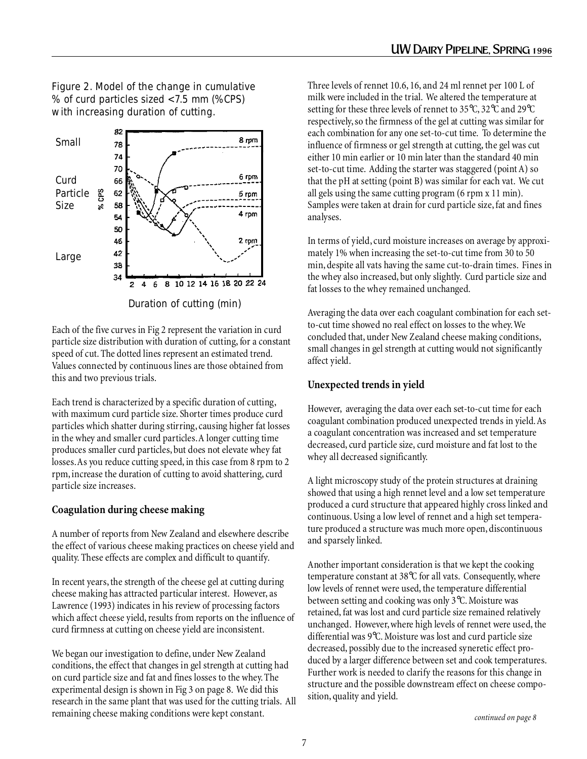Figure 2. Model of the change in cumulative % of curd particles sized <7.5 mm (%CPS) with increasing duration of cutting.

Each of the five curves in Fig 2 represent the variation in curd particle size distribution with duration of cutting, for a constant speed of cut. The dotted lines represent an estimated trend. Values connected by continuous lines are those obtained from this and two previous trials.

Each trend is characterized by a specific duration of cutting, with maximum curd particle size. Shorter times produce curd particles which shatter during stirring, causing higher fat losses in the whey and smaller curd particles. A longer cutting time produces smaller curd particles, but does not elevate whey fat losses. As you reduce cutting speed, in this case from 8 rpm to 2 rpm, increase the duration of cutting to avoid shattering, curd particle size increases.

## Coagulation during cheese making

A number of reports from New Zealand and elsewhere describe the effect of various cheese making practices on cheese yield and quality. These effects are complex and difficult to quantify.

In recent years, the strength of the cheese gel at cutting during cheese making has attracted particular interest. However, as Lawrence (1993) indicates in his review of processing factors which affect cheese yield, results from reports on the influence of curd firmness at cutting on cheese yield are inconsistent.

We began our investigation to define, under New Zealand conditions, the effect that changes in gel strength at cutting had on curd particle size and fat and fines losses to the whey. The experimental design is shown in Fig 3 on page 8. We did this research in the same plant that was used for the cutting trials. All remaining cheese making conditions were kept constant.

Three levels of rennet 10.6, 16, and 24 ml rennet per 100 L of milk were included in the trial. We altered the temperature at setting for these three levels of rennet to 35°C, 32°C and 29°C respectively, so the firmness of the gel at cutting was similar for each combination for any one set-to-cut time. To determine the influence of firmness or gel strength at cutting, the gel was cut either 10 min earlier or 10 min later than the standard 40 min set-to-cut time. Adding the starter was staggered (point A) so that the pH at setting (point B) was similar for each vat. We cut all gels using the same cutting program (6 rpm x 11 min). Samples were taken at drain for curd particle size, fat and fines analyses.

In terms of yield, curd moisture increases on average by approximately 1% when increasing the set-to-cut time from 30 to 50 min, despite all vats having the same cut-to-drain times. Fines in the whey also increased, but only slightly. Curd particle size and fat losses to the whey remained unchanged.

Averaging the data over each coagulant combination for each set-to-cut time showed no real effect on losses to the whey. We concluded that, under New Zealand cheese making conditions, small changes in gel strength at cutting would not significantly affect yield.

## Unexpected trends in yield

However, averaging the data over each set-to-cut time for each coagulant combination produced unexpected trends in yield. As a coagulant concentration was increased and set temperature decreased, curd particle size, curd moisture and fat lost to the whey all decreased significantly.

A light microscopy study of the protein structures at draining showed that using a high rennet level and a low set temperature produced a curd structure that appeared highly cross linked and continuous. Using a low level of rennet and a high set temperature produced a structure was much more open, discontinuous and sparsely linked.

Another important consideration is that we kept the cooking temperature constant at 38°C for all vats. Consequently, where low levels of rennet were used, the temperature differential between setting and cooking was only 3°C. Moisture was retained, fat was lost and curd particle size remained relatively unchanged. However, where high levels of rennet were used, the differential was 9°C. Moisture was lost and curd particle size decreased, possibly due to the increased syneretic effect produced by a larger difference between set and cook temperatures. Further work is needed to clarify the reasons for this change in structure and the possible downstream effect on cheese composition, quality and yield.

*continued on page 8*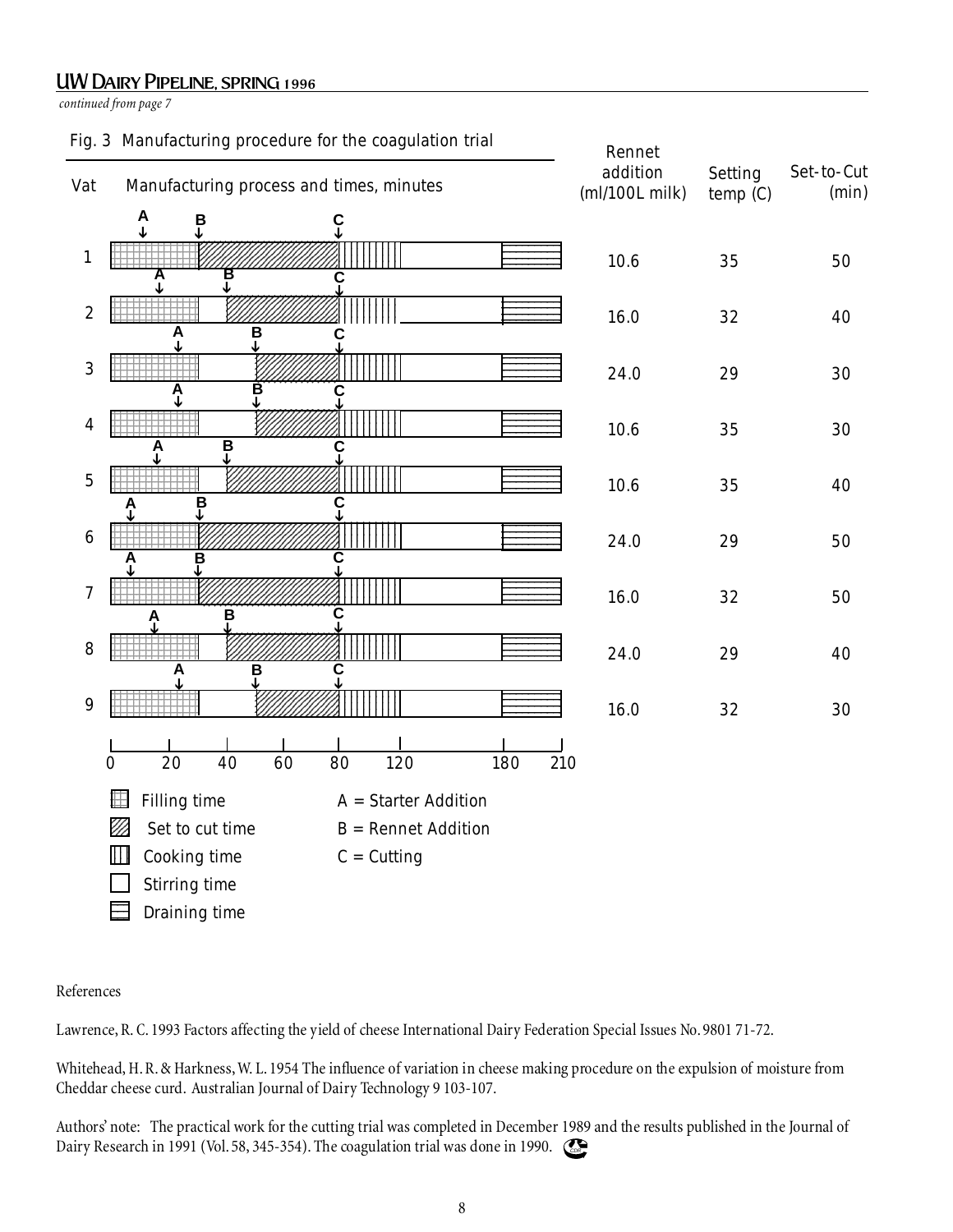*continued from page 7*

Fig. 3 Manufacturing procedure for the coagulation trial

| Vat | Rennet addition (ml/100L milk) | Setting temp (C) | Set-to-Cut (min) |
|---|---|---|---|
| 1 | 10.6 | 35 | 50 |
| 2 | 16.0 | 32 | 40 |
| 3 | 24.0 | 29 | 30 |
| 4 | 10.6 | 35 | 30 |
| 5 | 10.6 | 35 | 40 |
| 6 | 24.0 | 29 | 50 |
| 7 | 16.0 | 32 | 50 |
| 8 | 24.0 | 29 | 40 |
| 9 | 16.0 | 32 | 30 |

Manufacturing process and times, minutes (0, 20, 40, 60, 80, 120, 180, 210)

- Filling time
- Set to cut time
- Cooking time
- Stirring time
- Draining time

A = Starter Addition
B = Rennet Addition
C = Cutting

References

Lawrence, R. C. 1993 Factors affecting the yield of cheese International Dairy Federation Special Issues No. 9801 71-72.

Whitehead, H. R. & Harkness, W. L. 1954 The influence of variation in cheese making procedure on the expulsion of moisture from Cheddar cheese curd. Australian Journal of Dairy Technology 9 103-107.

Authors' note: The practical work for the cutting trial was completed in December 1989 and the results published in the Journal of Dairy Research in 1991 (Vol. 58, 345-354). The coagulation trial was done in 1990.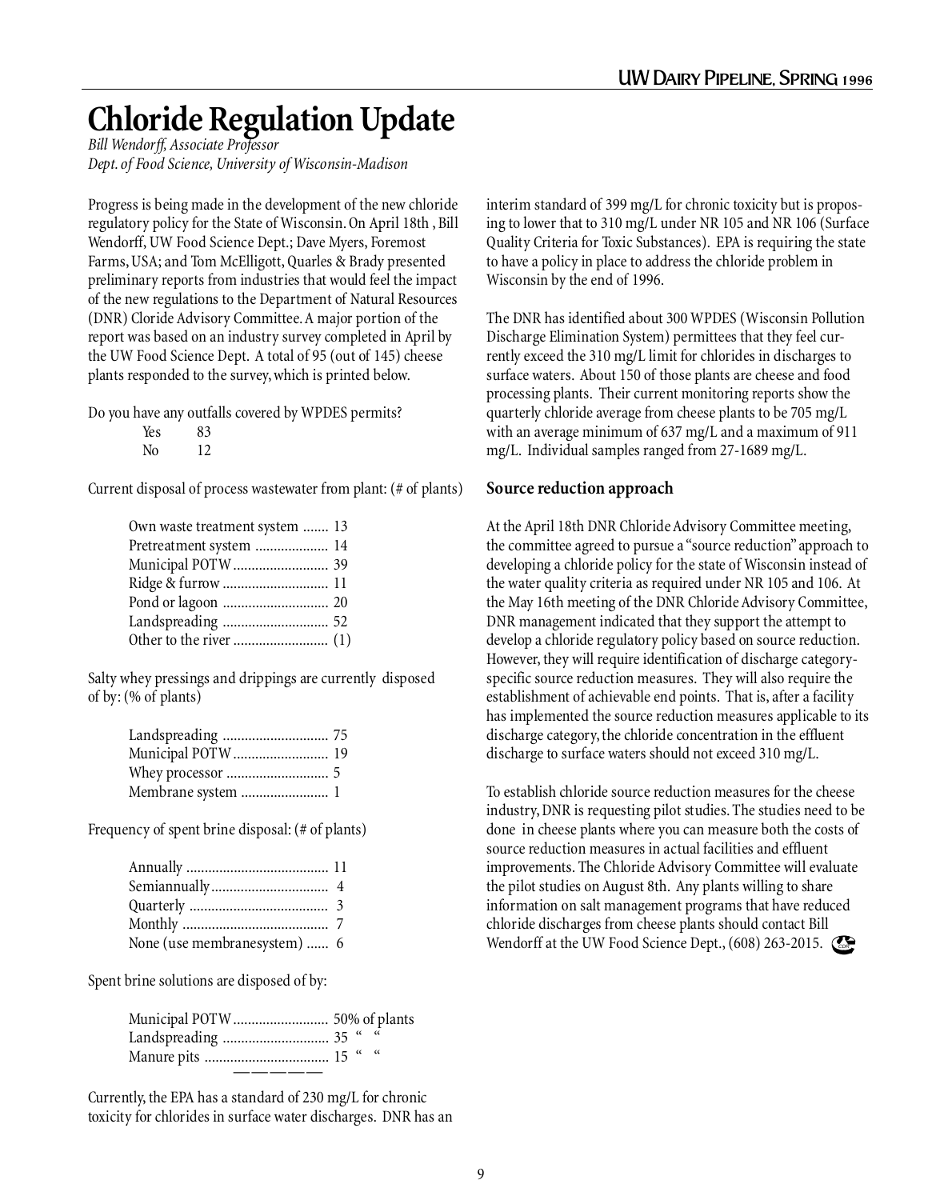# Chloride Regulation Update

*Bill Wendorff, Associate Professor*
*Dept. of Food Science, University of Wisconsin-Madison*

Progress is being made in the development of the new chloride regulatory policy for the State of Wisconsin. On April 18th , Bill Wendorff, UW Food Science Dept.; Dave Myers, Foremost Farms, USA; and Tom McElligott, Quarles & Brady presented preliminary reports from industries that would feel the impact of the new regulations to the Department of Natural Resources (DNR) Cloride Advisory Committee. A major portion of the report was based on an industry survey completed in April by the UW Food Science Dept. A total of 95 (out of 145) cheese plants responded to the survey, which is printed below.

Do you have any outfalls covered by WPDES permits?

| | |
|---|---|
| Yes | 83 |
| No | 12 |

Current disposal of process wastewater from plant: (# of plants)

| | |
|---|---|
| Own waste treatment system | 13 |
| Pretreatment system | 14 |
| Municipal POTW | 39 |
| Ridge & furrow | 11 |
| Pond or lagoon | 20 |
| Landspreading | 52 |
| Other to the river | (1) |

Salty whey pressings and drippings are currently disposed of by: (% of plants)

| | |
|---|---|
| Landspreading | 75 |
| Municipal POTW | 19 |
| Whey processor | 5 |
| Membrane system | 1 |

Frequency of spent brine disposal: (# of plants)

| | |
|---|---|
| Annually | 11 |
| Semiannually | 4 |
| Quarterly | 3 |
| Monthly | 7 |
| None (use membranesystem) | 6 |

Spent brine solutions are disposed of by:

| | |
|---|---|
| Municipal POTW | 50% of plants |
| Landspreading | 35 " " |
| Manure pits | 15 " " |

Currently, the EPA has a standard of 230 mg/L for chronic toxicity for chlorides in surface water discharges. DNR has an interim standard of 399 mg/L for chronic toxicity but is proposing to lower that to 310 mg/L under NR 105 and NR 106 (Surface Quality Criteria for Toxic Substances). EPA is requiring the state to have a policy in place to address the chloride problem in Wisconsin by the end of 1996.

The DNR has identified about 300 WPDES (Wisconsin Pollution Discharge Elimination System) permittees that they feel currently exceed the 310 mg/L limit for chlorides in discharges to surface waters. About 150 of those plants are cheese and food processing plants. Their current monitoring reports show the quarterly chloride average from cheese plants to be 705 mg/L with an average minimum of 637 mg/L and a maximum of 911 mg/L. Individual samples ranged from 27-1689 mg/L.

### Source reduction approach

At the April 18th DNR Chloride Advisory Committee meeting, the committee agreed to pursue a "source reduction" approach to developing a chloride policy for the state of Wisconsin instead of the water quality criteria as required under NR 105 and 106. At the May 16th meeting of the DNR Chloride Advisory Committee, DNR management indicated that they support the attempt to develop a chloride regulatory policy based on source reduction. However, they will require identification of discharge category-specific source reduction measures. They will also require the establishment of achievable end points. That is, after a facility has implemented the source reduction measures applicable to its discharge category, the chloride concentration in the effluent discharge to surface waters should not exceed 310 mg/L.

To establish chloride source reduction measures for the cheese industry, DNR is requesting pilot studies. The studies need to be done in cheese plants where you can measure both the costs of source reduction measures in actual facilities and effluent improvements. The Chloride Advisory Committee will evaluate the pilot studies on August 8th. Any plants willing to share information on salt management programs that have reduced chloride discharges from cheese plants should contact Bill Wendorff at the UW Food Science Dept., (608) 263-2015.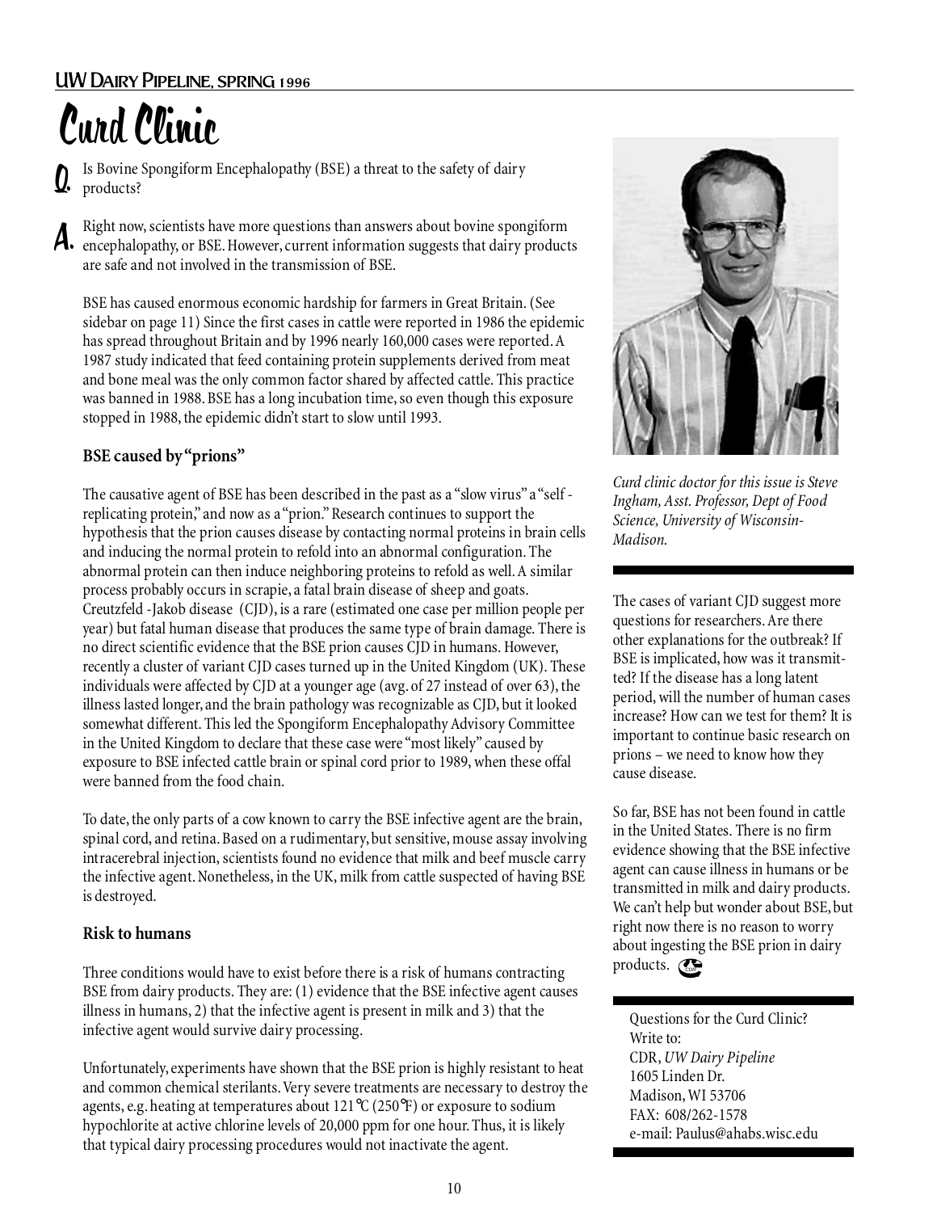# Curd Clinic

**Q.** Is Bovine Spongiform Encephalopathy (BSE) a threat to the safety of dairy products?

**A.** Right now, scientists have more questions than answers about bovine spongiform encephalopathy, or BSE. However, current information suggests that dairy products are safe and not involved in the transmission of BSE.

BSE has caused enormous economic hardship for farmers in Great Britain. (See sidebar on page 11) Since the first cases in cattle were reported in 1986 the epidemic has spread throughout Britain and by 1996 nearly 160,000 cases were reported. A 1987 study indicated that feed containing protein supplements derived from meat and bone meal was the only common factor shared by affected cattle. This practice was banned in 1988. BSE has a long incubation time, so even though this exposure stopped in 1988, the epidemic didn't start to slow until 1993.

### BSE caused by "prions"

The causative agent of BSE has been described in the past as a "slow virus" a "self - replicating protein," and now as a "prion." Research continues to support the hypothesis that the prion causes disease by contacting normal proteins in brain cells and inducing the normal protein to refold into an abnormal configuration. The abnormal protein can then induce neighboring proteins to refold as well. A similar process probably occurs in scrapie, a fatal brain disease of sheep and goats. Creutzfeld -Jakob disease (CJD), is a rare (estimated one case per million people per year) but fatal human disease that produces the same type of brain damage. There is no direct scientific evidence that the BSE prion causes CJD in humans. However, recently a cluster of variant CJD cases turned up in the United Kingdom (UK). These individuals were affected by CJD at a younger age (avg. of 27 instead of over 63), the illness lasted longer, and the brain pathology was recognizable as CJD, but it looked somewhat different. This led the Spongiform Encephalopathy Advisory Committee in the United Kingdom to declare that these case were "most likely" caused by exposure to BSE infected cattle brain or spinal cord prior to 1989, when these offal were banned from the food chain.

To date, the only parts of a cow known to carry the BSE infective agent are the brain, spinal cord, and retina. Based on a rudimentary, but sensitive, mouse assay involving intracerebral injection, scientists found no evidence that milk and beef muscle carry the infective agent. Nonetheless, in the UK, milk from cattle suspected of having BSE is destroyed.

### Risk to humans

Three conditions would have to exist before there is a risk of humans contracting BSE from dairy products. They are: (1) evidence that the BSE infective agent causes illness in humans, 2) that the infective agent is present in milk and 3) that the infective agent would survive dairy processing.

Unfortunately, experiments have shown that the BSE prion is highly resistant to heat and common chemical sterilants. Very severe treatments are necessary to destroy the agents, e.g. heating at temperatures about 121°C (250°F) or exposure to sodium hypochlorite at active chlorine levels of 20,000 ppm for one hour. Thus, it is likely that typical dairy processing procedures would not inactivate the agent.

*Curd clinic doctor for this issue is Steve Ingham, Asst. Professor, Dept of Food Science, University of Wisconsin-Madison.*

The cases of variant CJD suggest more questions for researchers. Are there other explanations for the outbreak? If BSE is implicated, how was it transmitted? If the disease has a long latent period, will the number of human cases increase? How can we test for them? It is important to continue basic research on prions – we need to know how they cause disease.

So far, BSE has not been found in cattle in the United States. There is no firm evidence showing that the BSE infective agent can cause illness in humans or be transmitted in milk and dairy products. We can't help but wonder about BSE, but right now there is no reason to worry about ingesting the BSE prion in dairy products.

Questions for the Curd Clinic?
Write to:
CDR, *UW Dairy Pipeline*
1605 Linden Dr.
Madison, WI 53706
FAX: 608/262-1578
e-mail: Paulus@ahabs.wisc.edu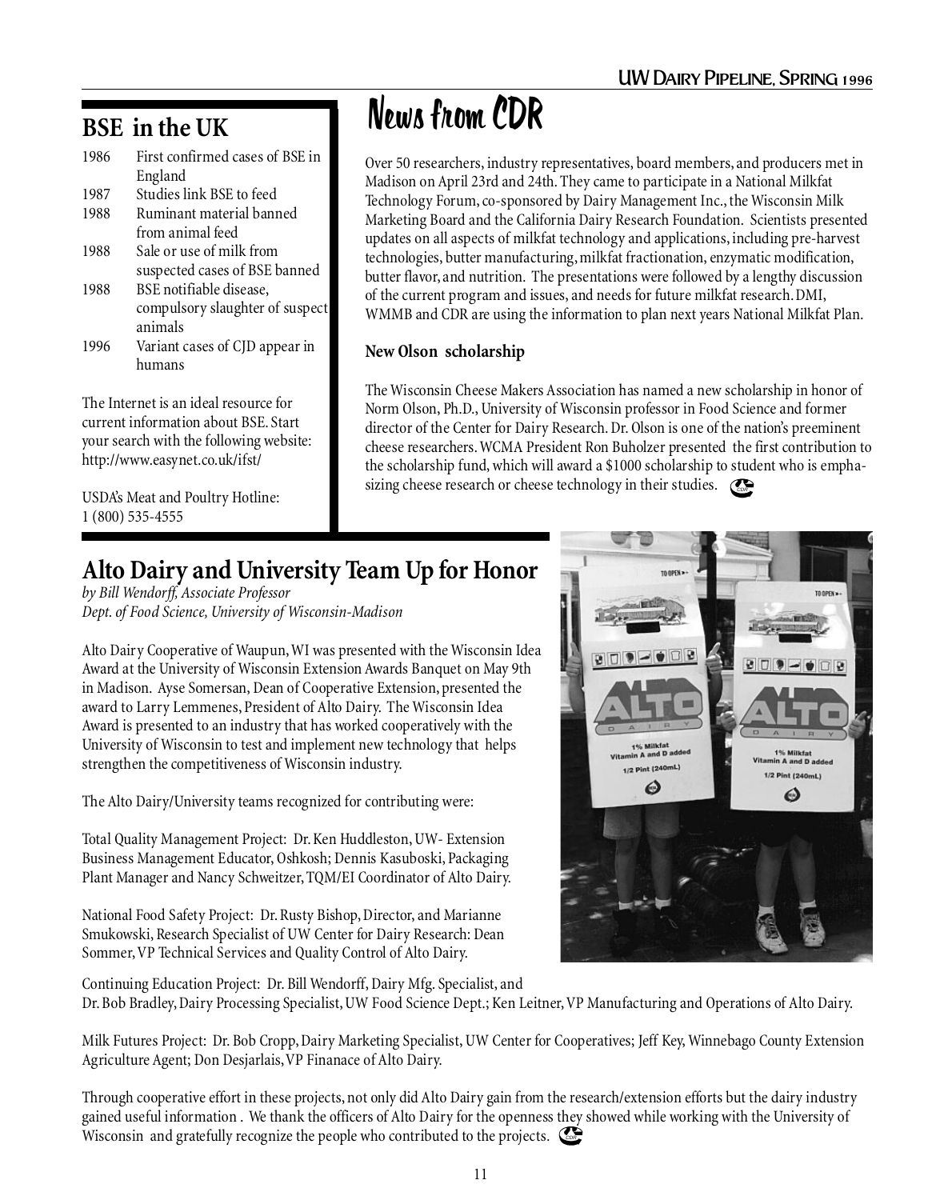## BSE in the UK

| | |
|---|---|
| 1986 | First confirmed cases of BSE in England |
| 1987 | Studies link BSE to feed |
| 1988 | Ruminant material banned from animal feed |
| 1988 | Sale or use of milk from suspected cases of BSE banned |
| 1988 | BSE notifiable disease, compulsory slaughter of suspect animals |
| 1996 | Variant cases of CJD appear in humans |

The Internet is an ideal resource for current information about BSE. Start your search with the following website: http://www.easynet.co.uk/ifst/

USDA's Meat and Poultry Hotline: 1 (800) 535-4555

# News from CDR

Over 50 researchers, industry representatives, board members, and producers met in Madison on April 23rd and 24th. They came to participate in a National Milkfat Technology Forum, co-sponsored by Dairy Management Inc., the Wisconsin Milk Marketing Board and the California Dairy Research Foundation. Scientists presented updates on all aspects of milkfat technology and applications, including pre-harvest technologies, butter manufacturing, milkfat fractionation, enzymatic modification, butter flavor, and nutrition. The presentations were followed by a lengthy discussion of the current program and issues, and needs for future milkfat research. DMI, WMMB and CDR are using the information to plan next years National Milkfat Plan.

### New Olson scholarship

The Wisconsin Cheese Makers Association has named a new scholarship in honor of Norm Olson, Ph.D., University of Wisconsin professor in Food Science and former director of the Center for Dairy Research. Dr. Olson is one of the nation's preeminent cheese researchers. WCMA President Ron Buholzer presented the first contribution to the scholarship fund, which will award a $1000 scholarship to student who is emphasizing cheese research or cheese technology in their studies.

## Alto Dairy and University Team Up for Honor

*by Bill Wendorff, Associate Professor*
*Dept. of Food Science, University of Wisconsin-Madison*

Alto Dairy Cooperative of Waupun, WI was presented with the Wisconsin Idea Award at the University of Wisconsin Extension Awards Banquet on May 9th in Madison. Ayse Somersan, Dean of Cooperative Extension, presented the award to Larry Lemmenes, President of Alto Dairy. The Wisconsin Idea Award is presented to an industry that has worked cooperatively with the University of Wisconsin to test and implement new technology that helps strengthen the competitiveness of Wisconsin industry.

The Alto Dairy/University teams recognized for contributing were:

Total Quality Management Project: Dr. Ken Huddleston, UW- Extension Business Management Educator, Oshkosh; Dennis Kasuboski, Packaging Plant Manager and Nancy Schweitzer, TQM/EI Coordinator of Alto Dairy.

National Food Safety Project: Dr. Rusty Bishop, Director, and Marianne Smukowski, Research Specialist of UW Center for Dairy Research: Dean Sommer, VP Technical Services and Quality Control of Alto Dairy.

Continuing Education Project: Dr. Bill Wendorff, Dairy Mfg. Specialist, and Dr. Bob Bradley, Dairy Processing Specialist, UW Food Science Dept.; Ken Leitner, VP Manufacturing and Operations of Alto Dairy.

Milk Futures Project: Dr. Bob Cropp, Dairy Marketing Specialist, UW Center for Cooperatives; Jeff Key, Winnebago County Extension Agriculture Agent; Don Desjarlais, VP Finanace of Alto Dairy.

Through cooperative effort in these projects, not only did Alto Dairy gain from the research/extension efforts but the dairy industry gained useful information . We thank the officers of Alto Dairy for the openness they showed while working with the University of Wisconsin and gratefully recognize the people who contributed to the projects.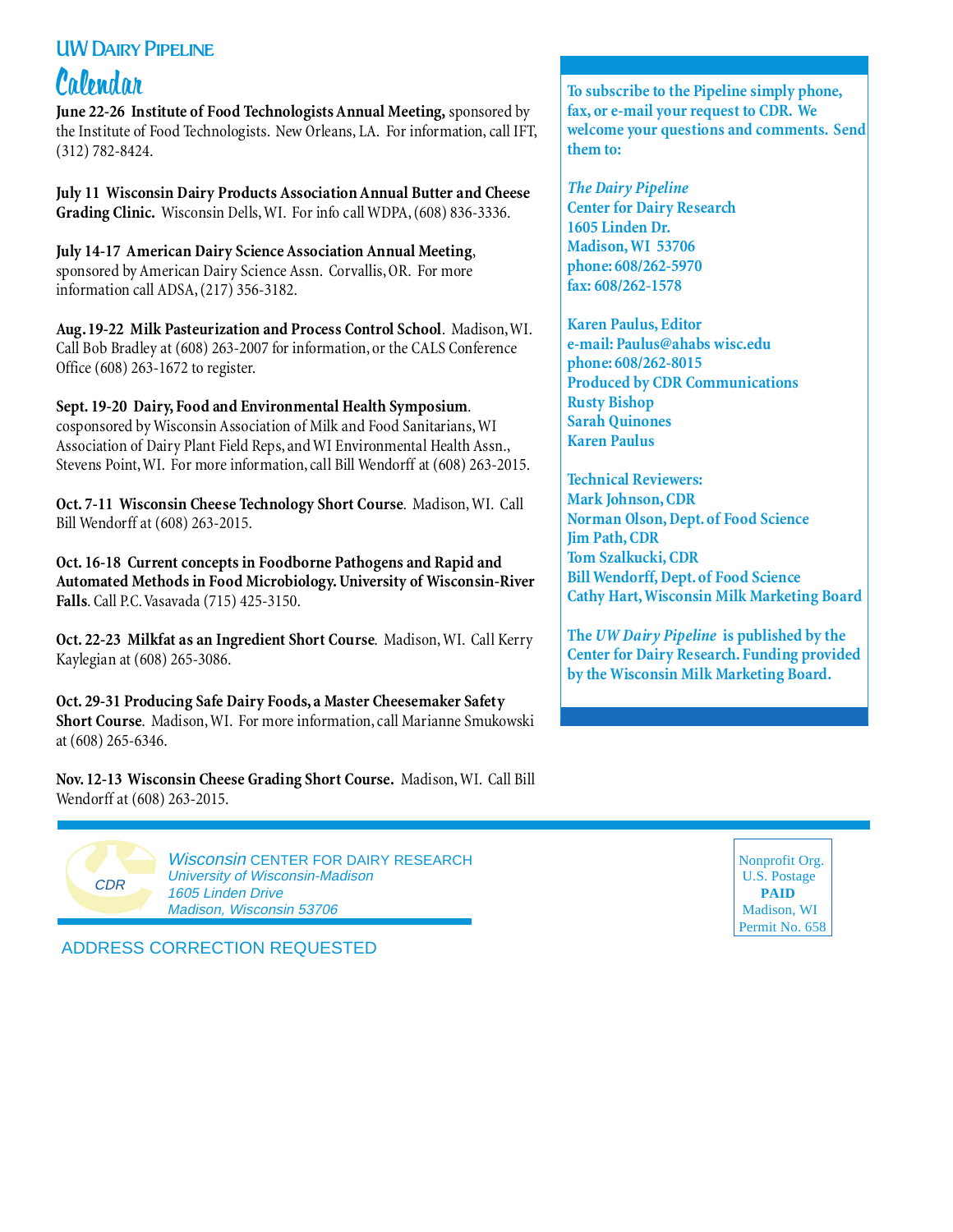## UW Dairy Pipeline

# Calendar

**June 22-26 Institute of Food Technologists Annual Meeting,** sponsored by the Institute of Food Technologists. New Orleans, LA. For information, call IFT, (312) 782-8424.

**July 11 Wisconsin Dairy Products Association Annual Butter and Cheese Grading Clinic.** Wisconsin Dells, WI. For info call WDPA, (608) 836-3336.

**July 14-17 American Dairy Science Association Annual Meeting**, sponsored by American Dairy Science Assn. Corvallis, OR. For more information call ADSA, (217) 356-3182.

**Aug. 19-22 Milk Pasteurization and Process Control School**. Madison, WI. Call Bob Bradley at (608) 263-2007 for information, or the CALS Conference Office (608) 263-1672 to register.

**Sept. 19-20 Dairy, Food and Environmental Health Symposium**. cosponsored by Wisconsin Association of Milk and Food Sanitarians, WI Association of Dairy Plant Field Reps, and WI Environmental Health Assn., Stevens Point, WI. For more information, call Bill Wendorff at (608) 263-2015.

**Oct. 7-11 Wisconsin Cheese Technology Short Course**. Madison, WI. Call Bill Wendorff at (608) 263-2015.

**Oct. 16-18 Current concepts in Foodborne Pathogens and Rapid and Automated Methods in Food Microbiology. University of Wisconsin-River Falls**. Call P.C. Vasavada (715) 425-3150.

**Oct. 22-23 Milkfat as an Ingredient Short Course**. Madison, WI. Call Kerry Kaylegian at (608) 265-3086.

**Oct. 29-31 Producing Safe Dairy Foods, a Master Cheesemaker Safety Short Course**. Madison, WI. For more information, call Marianne Smukowski at (608) 265-6346.

**Nov. 12-13 Wisconsin Cheese Grading Short Course.** Madison, WI. Call Bill Wendorff at (608) 263-2015.

**To subscribe to the Pipeline simply phone, fax, or e-mail your request to CDR. We welcome your questions and comments. Send them to:**

***The Dairy Pipeline***
**Center for Dairy Research**
**1605 Linden Dr.**
**Madison, WI 53706**
**phone: 608/262-5970**
**fax: 608/262-1578**

**Karen Paulus, Editor**
**e-mail: Paulus@ahabs wisc.edu**
**phone: 608/262-8015**
**Produced by CDR Communications**
**Rusty Bishop**
**Sarah Quinones**
**Karen Paulus**

**Technical Reviewers:**
**Mark Johnson, CDR**
**Norman Olson, Dept. of Food Science**
**Jim Path, CDR**
**Tom Szalkucki, CDR**
**Bill Wendorff, Dept. of Food Science**
**Cathy Hart, Wisconsin Milk Marketing Board**

**The *UW Dairy Pipeline* is published by the Center for Dairy Research. Funding provided by the Wisconsin Milk Marketing Board.**

CDR

*Wisconsin* CENTER FOR DAIRY RESEARCH
*University of Wisconsin-Madison*
*1605 Linden Drive*
*Madison, Wisconsin 53706*

ADDRESS CORRECTION REQUESTED

Nonprofit Org.
U.S. Postage
**PAID**
Madison, WI
Permit No. 658